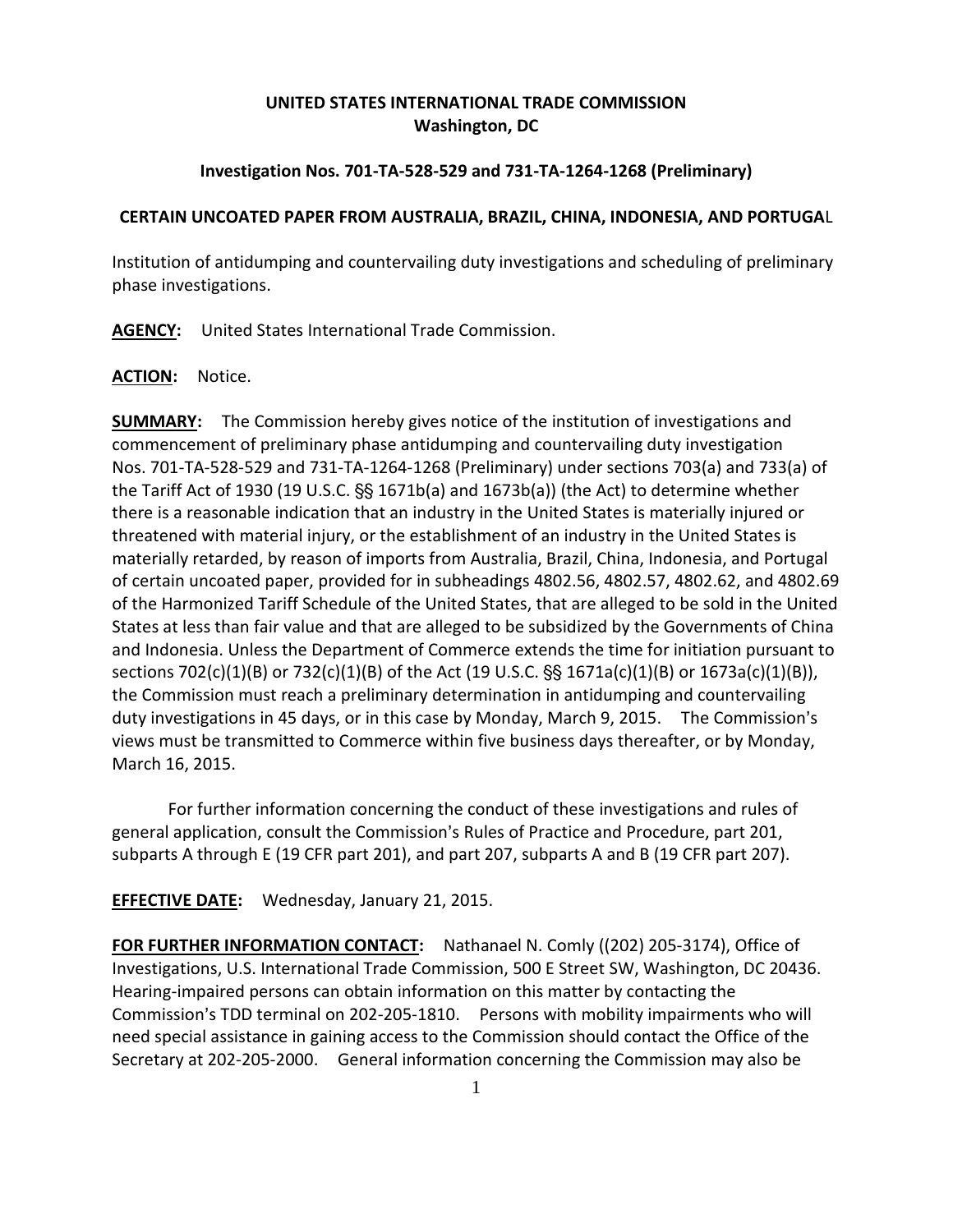**UNITED STATES INTERNATIONAL TRADE COMMISSION**
**Washington, DC**

**Investigation Nos. 701-TA-528-529 and 731-TA-1264-1268 (Preliminary)**

**CERTAIN UNCOATED PAPER FROM AUSTRALIA, BRAZIL, CHINA, INDONESIA, AND PORTUGAL**

Institution of antidumping and countervailing duty investigations and scheduling of preliminary phase investigations.

**AGENCY:** United States International Trade Commission.

**ACTION:** Notice.

**SUMMARY:** The Commission hereby gives notice of the institution of investigations and commencement of preliminary phase antidumping and countervailing duty investigation Nos. 701-TA-528-529 and 731-TA-1264-1268 (Preliminary) under sections 703(a) and 733(a) of the Tariff Act of 1930 (19 U.S.C. §§ 1671b(a) and 1673b(a)) (the Act) to determine whether there is a reasonable indication that an industry in the United States is materially injured or threatened with material injury, or the establishment of an industry in the United States is materially retarded, by reason of imports from Australia, Brazil, China, Indonesia, and Portugal of certain uncoated paper, provided for in subheadings 4802.56, 4802.57, 4802.62, and 4802.69 of the Harmonized Tariff Schedule of the United States, that are alleged to be sold in the United States at less than fair value and that are alleged to be subsidized by the Governments of China and Indonesia. Unless the Department of Commerce extends the time for initiation pursuant to sections 702(c)(1)(B) or 732(c)(1)(B) of the Act (19 U.S.C. §§ 1671a(c)(1)(B) or 1673a(c)(1)(B)), the Commission must reach a preliminary determination in antidumping and countervailing duty investigations in 45 days, or in this case by Monday, March 9, 2015. The Commission's views must be transmitted to Commerce within five business days thereafter, or by Monday, March 16, 2015.

For further information concerning the conduct of these investigations and rules of general application, consult the Commission's Rules of Practice and Procedure, part 201, subparts A through E (19 CFR part 201), and part 207, subparts A and B (19 CFR part 207).

**EFFECTIVE DATE:** Wednesday, January 21, 2015.

**FOR FURTHER INFORMATION CONTACT:** Nathanael N. Comly ((202) 205-3174), Office of Investigations, U.S. International Trade Commission, 500 E Street SW, Washington, DC 20436. Hearing-impaired persons can obtain information on this matter by contacting the Commission's TDD terminal on 202-205-1810. Persons with mobility impairments who will need special assistance in gaining access to the Commission should contact the Office of the Secretary at 202-205-2000. General information concerning the Commission may also be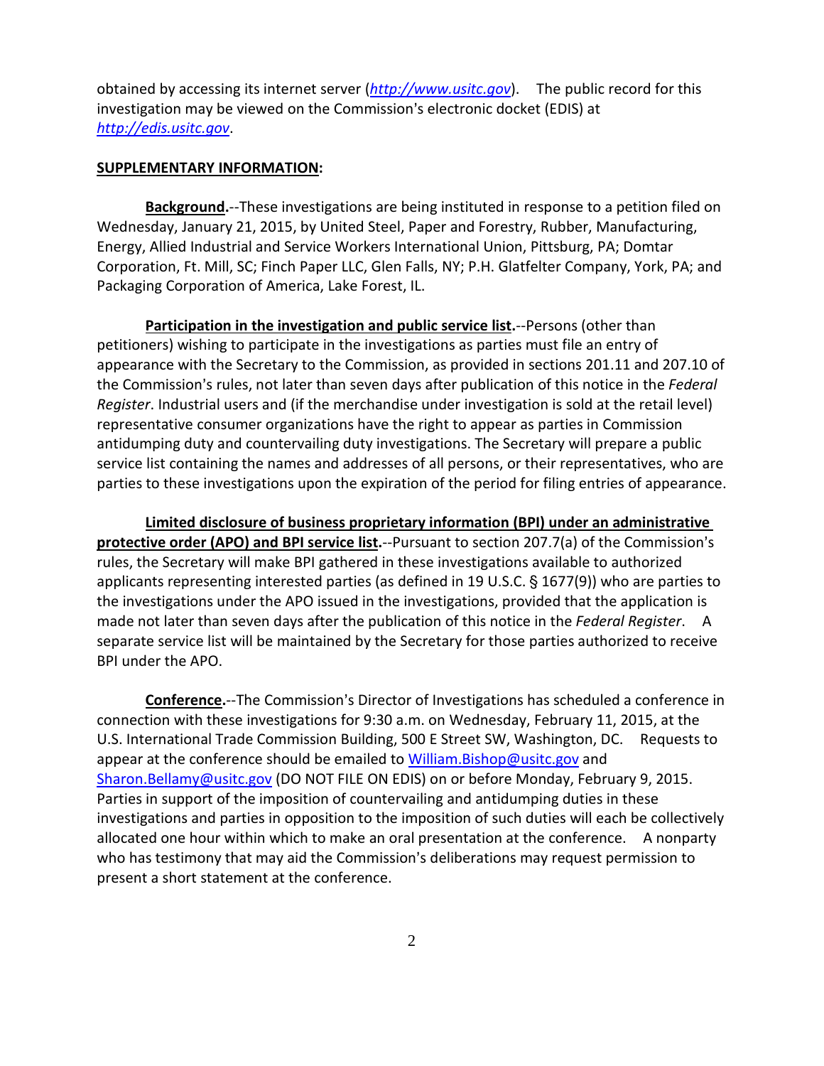obtained by accessing its internet server (*http://www.usitc.gov*). The public record for this investigation may be viewed on the Commission's electronic docket (EDIS) at *http://edis.usitc.gov*.

**SUPPLEMENTARY INFORMATION:**

**Background.**--These investigations are being instituted in response to a petition filed on Wednesday, January 21, 2015, by United Steel, Paper and Forestry, Rubber, Manufacturing, Energy, Allied Industrial and Service Workers International Union, Pittsburg, PA; Domtar Corporation, Ft. Mill, SC; Finch Paper LLC, Glen Falls, NY; P.H. Glatfelter Company, York, PA; and Packaging Corporation of America, Lake Forest, IL.

**Participation in the investigation and public service list.**--Persons (other than petitioners) wishing to participate in the investigations as parties must file an entry of appearance with the Secretary to the Commission, as provided in sections 201.11 and 207.10 of the Commission's rules, not later than seven days after publication of this notice in the *Federal Register*. Industrial users and (if the merchandise under investigation is sold at the retail level) representative consumer organizations have the right to appear as parties in Commission antidumping duty and countervailing duty investigations. The Secretary will prepare a public service list containing the names and addresses of all persons, or their representatives, who are parties to these investigations upon the expiration of the period for filing entries of appearance.

**Limited disclosure of business proprietary information (BPI) under an administrative protective order (APO) and BPI service list.**--Pursuant to section 207.7(a) of the Commission's rules, the Secretary will make BPI gathered in these investigations available to authorized applicants representing interested parties (as defined in 19 U.S.C. § 1677(9)) who are parties to the investigations under the APO issued in the investigations, provided that the application is made not later than seven days after the publication of this notice in the *Federal Register*. A separate service list will be maintained by the Secretary for those parties authorized to receive BPI under the APO.

**Conference.**--The Commission's Director of Investigations has scheduled a conference in connection with these investigations for 9:30 a.m. on Wednesday, February 11, 2015, at the U.S. International Trade Commission Building, 500 E Street SW, Washington, DC. Requests to appear at the conference should be emailed to William.Bishop@usitc.gov and Sharon.Bellamy@usitc.gov (DO NOT FILE ON EDIS) on or before Monday, February 9, 2015. Parties in support of the imposition of countervailing and antidumping duties in these investigations and parties in opposition to the imposition of such duties will each be collectively allocated one hour within which to make an oral presentation at the conference. A nonparty who has testimony that may aid the Commission's deliberations may request permission to present a short statement at the conference.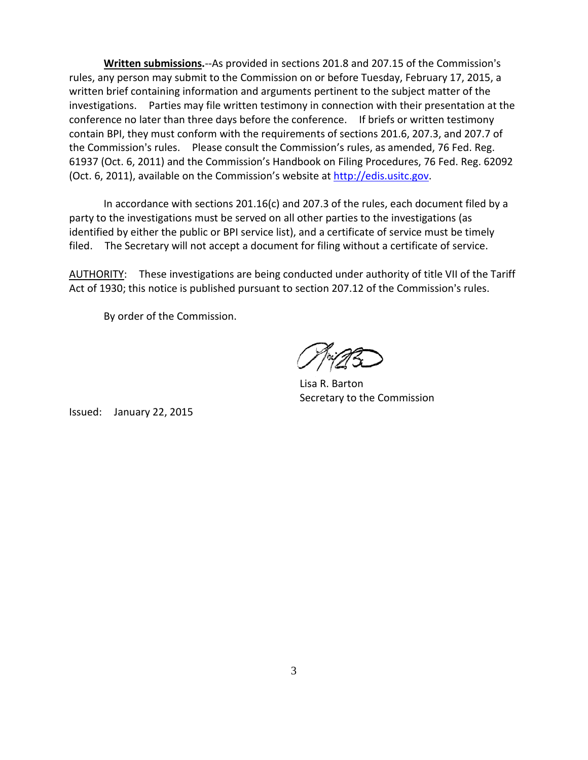**Written submissions.**--As provided in sections 201.8 and 207.15 of the Commission's rules, any person may submit to the Commission on or before Tuesday, February 17, 2015, a written brief containing information and arguments pertinent to the subject matter of the investigations. Parties may file written testimony in connection with their presentation at the conference no later than three days before the conference. If briefs or written testimony contain BPI, they must conform with the requirements of sections 201.6, 207.3, and 207.7 of the Commission's rules. Please consult the Commission's rules, as amended, 76 Fed. Reg. 61937 (Oct. 6, 2011) and the Commission's Handbook on Filing Procedures, 76 Fed. Reg. 62092 (Oct. 6, 2011), available on the Commission's website at http://edis.usitc.gov.

In accordance with sections 201.16(c) and 207.3 of the rules, each document filed by a party to the investigations must be served on all other parties to the investigations (as identified by either the public or BPI service list), and a certificate of service must be timely filed. The Secretary will not accept a document for filing without a certificate of service.

AUTHORITY: These investigations are being conducted under authority of title VII of the Tariff Act of 1930; this notice is published pursuant to section 207.12 of the Commission's rules.

By order of the Commission.

Lisa R. Barton
Secretary to the Commission

Issued: January 22, 2015